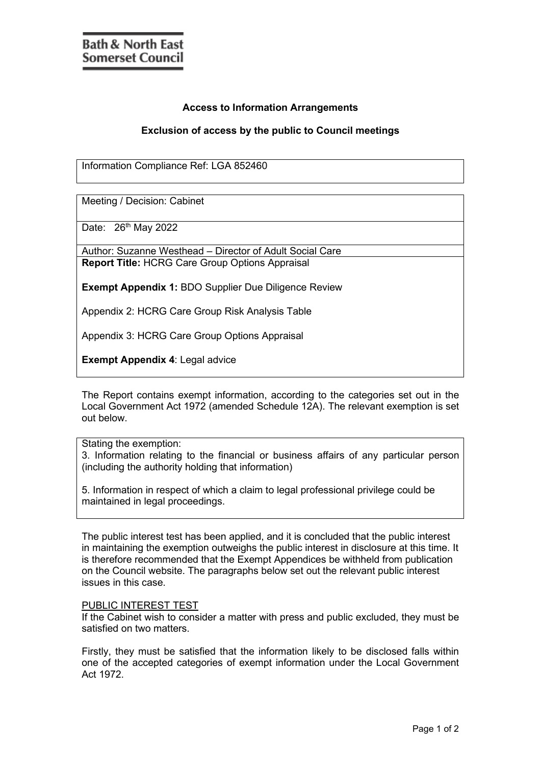**Bath & North East Somerset Council**

## Access to Information Arrangements

## Exclusion of access by the public to Council meetings

| Information Compliance Ref: LGA 852460 |
|---|

| Meeting / Decision: Cabinet |
|---|
| Date: 26th May 2022 |
| Author: Suzanne Westhead – Director of Adult Social Care |
| **Report Title:** HCRG Care Group Options Appraisal<br><br>**Exempt Appendix 1:** BDO Supplier Due Diligence Review<br><br>Appendix 2: HCRG Care Group Risk Analysis Table<br><br>Appendix 3: HCRG Care Group Options Appraisal<br><br>**Exempt Appendix 4**: Legal advice |

The Report contains exempt information, according to the categories set out in the Local Government Act 1972 (amended Schedule 12A). The relevant exemption is set out below.

| Stating the exemption:<br>3. Information relating to the financial or business affairs of any particular person (including the authority holding that information)<br><br>5. Information in respect of which a claim to legal professional privilege could be maintained in legal proceedings. |
|---|

The public interest test has been applied, and it is concluded that the public interest in maintaining the exemption outweighs the public interest in disclosure at this time. It is therefore recommended that the Exempt Appendices be withheld from publication on the Council website. The paragraphs below set out the relevant public interest issues in this case.

PUBLIC INTEREST TEST

If the Cabinet wish to consider a matter with press and public excluded, they must be satisfied on two matters.

Firstly, they must be satisfied that the information likely to be disclosed falls within one of the accepted categories of exempt information under the Local Government Act 1972.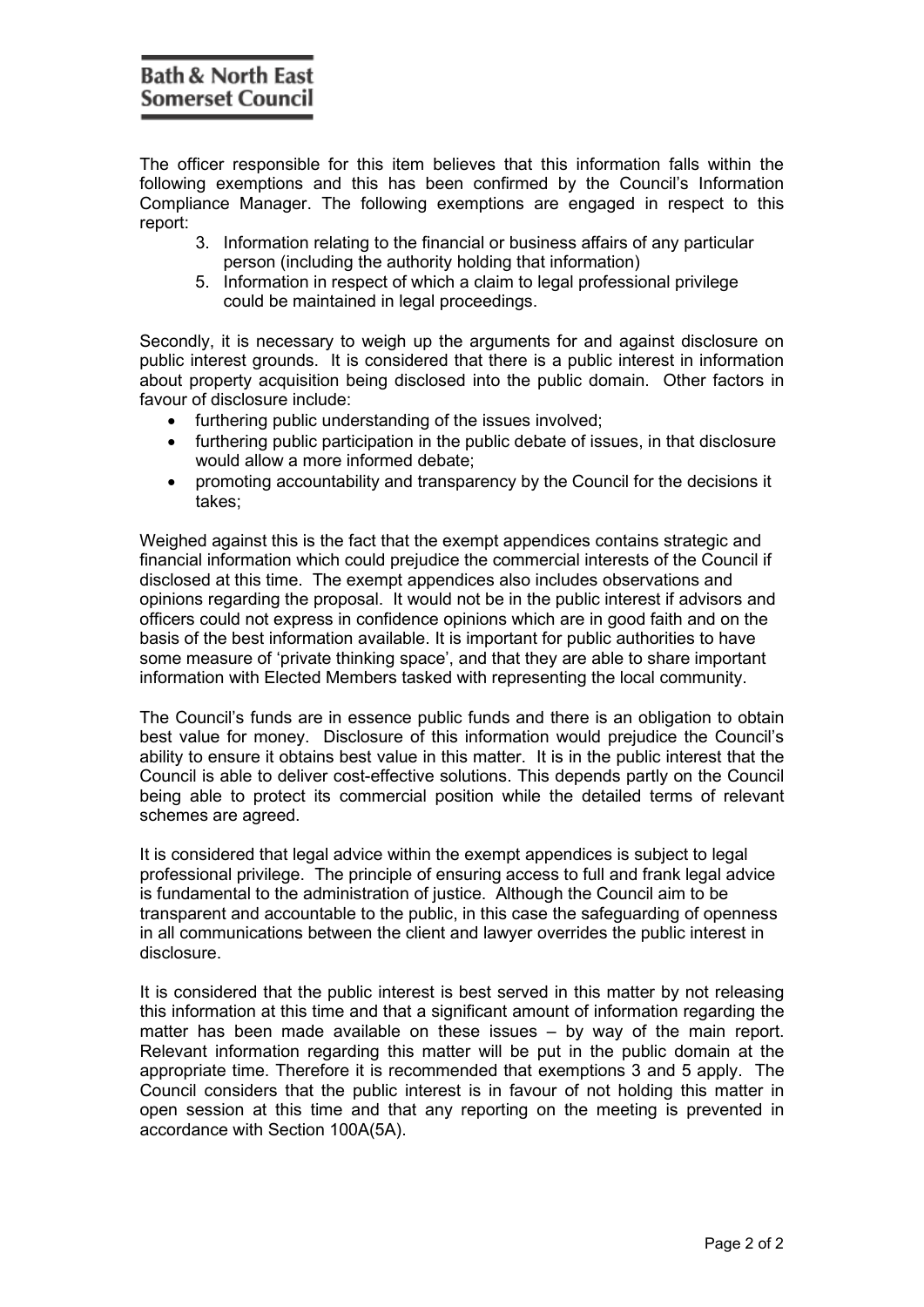The officer responsible for this item believes that this information falls within the following exemptions and this has been confirmed by the Council's Information Compliance Manager. The following exemptions are engaged in respect to this report:

3. Information relating to the financial or business affairs of any particular person (including the authority holding that information)
5. Information in respect of which a claim to legal professional privilege could be maintained in legal proceedings.

Secondly, it is necessary to weigh up the arguments for and against disclosure on public interest grounds. It is considered that there is a public interest in information about property acquisition being disclosed into the public domain. Other factors in favour of disclosure include:

- furthering public understanding of the issues involved;
- furthering public participation in the public debate of issues, in that disclosure would allow a more informed debate;
- promoting accountability and transparency by the Council for the decisions it takes;

Weighed against this is the fact that the exempt appendices contains strategic and financial information which could prejudice the commercial interests of the Council if disclosed at this time. The exempt appendices also includes observations and opinions regarding the proposal. It would not be in the public interest if advisors and officers could not express in confidence opinions which are in good faith and on the basis of the best information available. It is important for public authorities to have some measure of 'private thinking space', and that they are able to share important information with Elected Members tasked with representing the local community.

The Council's funds are in essence public funds and there is an obligation to obtain best value for money. Disclosure of this information would prejudice the Council's ability to ensure it obtains best value in this matter. It is in the public interest that the Council is able to deliver cost-effective solutions. This depends partly on the Council being able to protect its commercial position while the detailed terms of relevant schemes are agreed.

It is considered that legal advice within the exempt appendices is subject to legal professional privilege. The principle of ensuring access to full and frank legal advice is fundamental to the administration of justice. Although the Council aim to be transparent and accountable to the public, in this case the safeguarding of openness in all communications between the client and lawyer overrides the public interest in disclosure.

It is considered that the public interest is best served in this matter by not releasing this information at this time and that a significant amount of information regarding the matter has been made available on these issues – by way of the main report. Relevant information regarding this matter will be put in the public domain at the appropriate time. Therefore it is recommended that exemptions 3 and 5 apply. The Council considers that the public interest is in favour of not holding this matter in open session at this time and that any reporting on the meeting is prevented in accordance with Section 100A(5A).